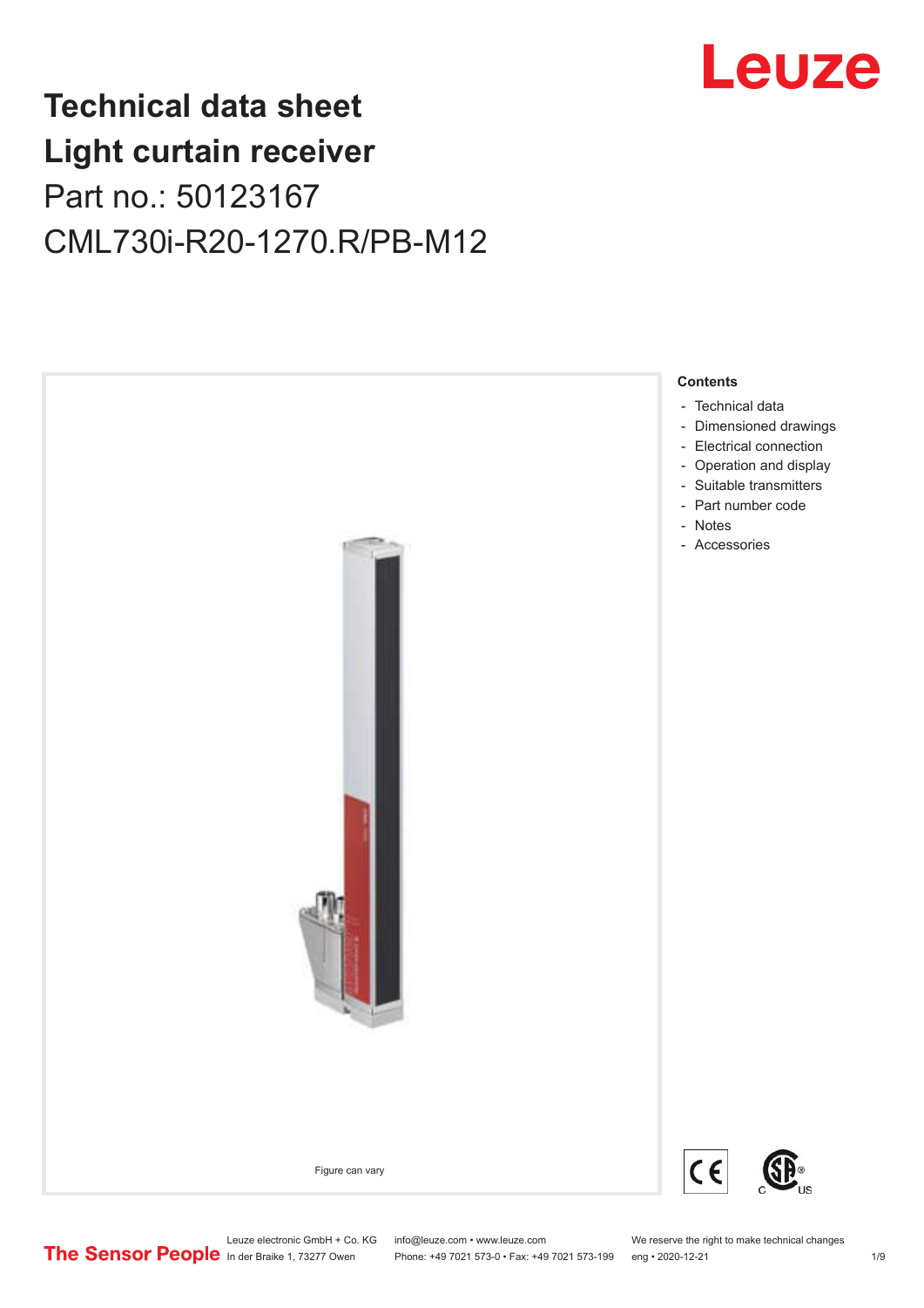# Technical data sheet
# Light curtain receiver

Part no.: 50123167

CML730i-R20-1270.R/PB-M12

Figure can vary

**Contents**

- Technical data
- Dimensioned drawings
- Electrical connection
- Operation and display
- Suitable transmitters
- Part number code
- Notes
- Accessories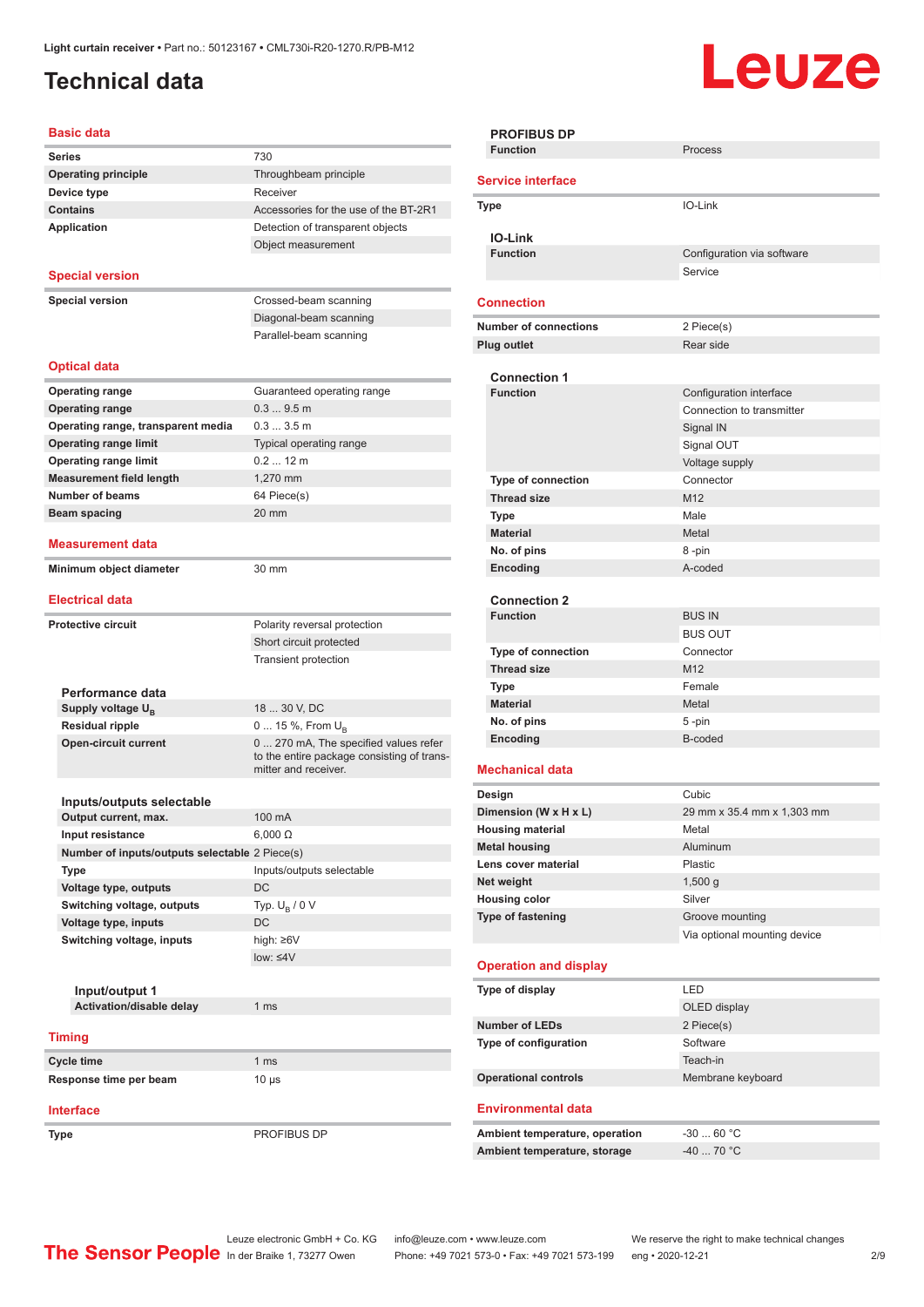# Technical data

## Basic data

| | |
|---|---|
| **Series** | 730 |
| **Operating principle** | Throughbeam principle |
| **Device type** | Receiver |
| **Contains** | Accessories for the use of the BT-2R1 |
| **Application** | Detection of transparent objects |
| | Object measurement |

## Special version

| | |
|---|---|
| **Special version** | Crossed-beam scanning |
| | Diagonal-beam scanning |
| | Parallel-beam scanning |

## Optical data

| | |
|---|---|
| **Operating range** | Guaranteed operating range |
| **Operating range** | 0.3 ... 9.5 m |
| **Operating range, transparent media** | 0.3 ... 3.5 m |
| **Operating range limit** | Typical operating range |
| **Operating range limit** | 0.2 ... 12 m |
| **Measurement field length** | 1,270 mm |
| **Number of beams** | 64 Piece(s) |
| **Beam spacing** | 20 mm |

## Measurement data

| | |
|---|---|
| **Minimum object diameter** | 30 mm |

## Electrical data

| | |
|---|---|
| **Protective circuit** | Polarity reversal protection |
| | Short circuit protected |
| | Transient protection |

### Performance data

| | |
|---|---|
| **Supply voltage $U_B$** | 18 ... 30 V, DC |
| **Residual ripple** | 0 ... 15 %, From $U_B$ |
| **Open-circuit current** | 0 ... 270 mA, The specified values refer to the entire package consisting of transmitter and receiver. |

### Inputs/outputs selectable

| | |
|---|---|
| **Output current, max.** | 100 mA |
| **Input resistance** | 6,000 Ω |
| **Number of inputs/outputs selectable** | 2 Piece(s) |
| **Type** | Inputs/outputs selectable |
| **Voltage type, outputs** | DC |
| **Switching voltage, outputs** | Typ. $U_B$ / 0 V |
| **Voltage type, inputs** | DC |
| **Switching voltage, inputs** | high: ≥6V |
| | low: ≤4V |

#### Input/output 1

| | |
|---|---|
| **Activation/disable delay** | 1 ms |

## Timing

| | |
|---|---|
| **Cycle time** | 1 ms |
| **Response time per beam** | 10 µs |

## Interface

| | |
|---|---|
| **Type** | PROFIBUS DP |

### PROFIBUS DP

| | |
|---|---|
| **Function** | Process |

## Service interface

| | |
|---|---|
| **Type** | IO-Link |

### IO-Link

| | |
|---|---|
| **Function** | Configuration via software |
| | Service |

## Connection

| | |
|---|---|
| **Number of connections** | 2 Piece(s) |
| **Plug outlet** | Rear side |

### Connection 1

| | |
|---|---|
| **Function** | Configuration interface |
| | Connection to transmitter |
| | Signal IN |
| | Signal OUT |
| | Voltage supply |
| **Type of connection** | Connector |
| **Thread size** | M12 |
| **Type** | Male |
| **Material** | Metal |
| **No. of pins** | 8 -pin |
| **Encoding** | A-coded |

### Connection 2

| | |
|---|---|
| **Function** | BUS IN |
| | BUS OUT |
| **Type of connection** | Connector |
| **Thread size** | M12 |
| **Type** | Female |
| **Material** | Metal |
| **No. of pins** | 5 -pin |
| **Encoding** | B-coded |

## Mechanical data

| | |
|---|---|
| **Design** | Cubic |
| **Dimension (W x H x L)** | 29 mm x 35.4 mm x 1,303 mm |
| **Housing material** | Metal |
| **Metal housing** | Aluminum |
| **Lens cover material** | Plastic |
| **Net weight** | 1,500 g |
| **Housing color** | Silver |
| **Type of fastening** | Groove mounting |
| | Via optional mounting device |

## Operation and display

| | |
|---|---|
| **Type of display** | LED |
| | OLED display |
| **Number of LEDs** | 2 Piece(s) |
| **Type of configuration** | Software |
| | Teach-in |
| **Operational controls** | Membrane keyboard |

## Environmental data

| | |
|---|---|
| **Ambient temperature, operation** | -30 ... 60 °C |
| **Ambient temperature, storage** | -40 ... 70 °C |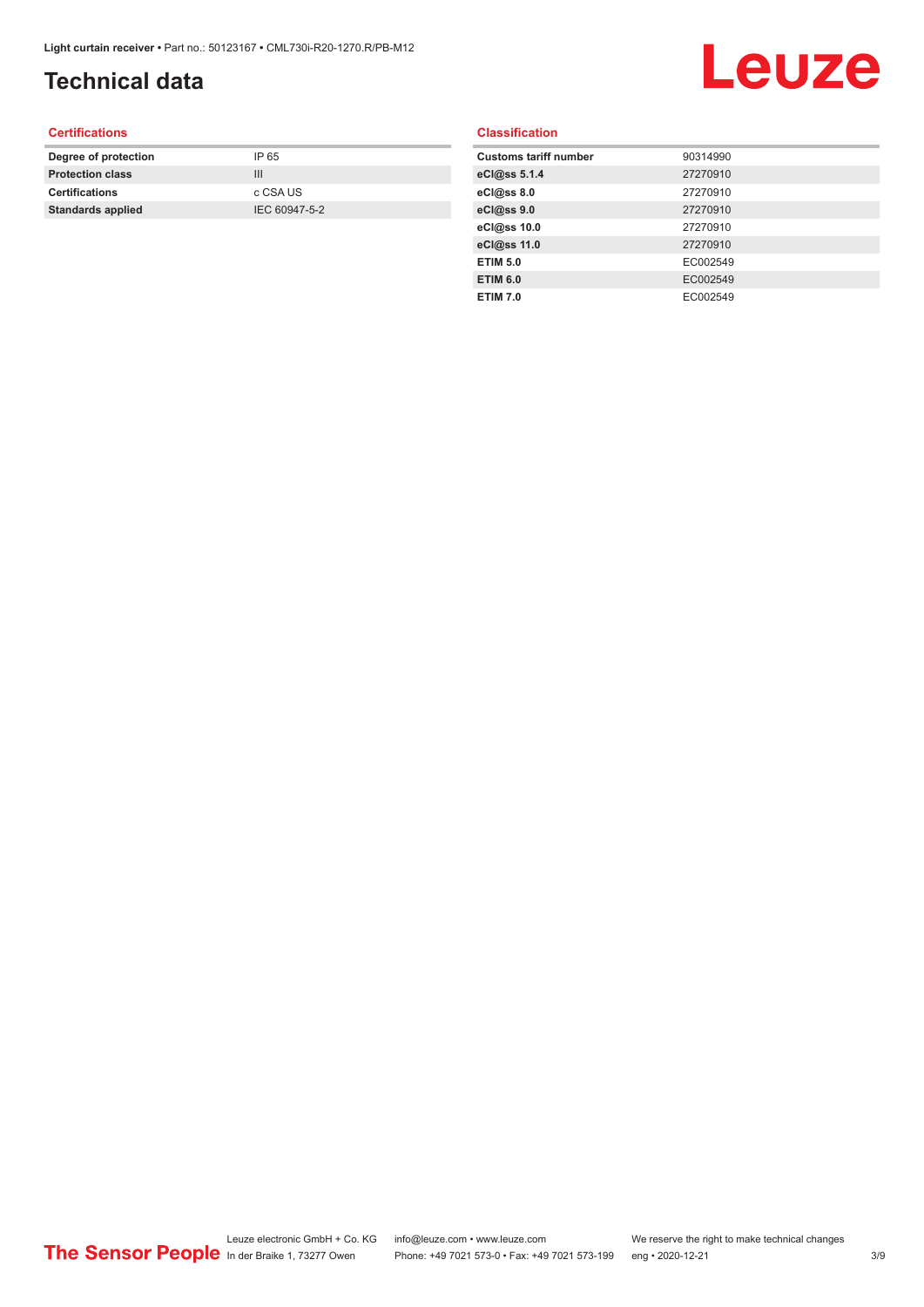# Technical data

## Certifications

| | |
|---|---|
| **Degree of protection** | IP 65 |
| **Protection class** | III |
| **Certifications** | c CSA US |
| **Standards applied** | IEC 60947-5-2 |

## Classification

| | |
|---|---|
| **Customs tariff number** | 90314990 |
| **eCl@ss 5.1.4** | 27270910 |
| **eCl@ss 8.0** | 27270910 |
| **eCl@ss 9.0** | 27270910 |
| **eCl@ss 10.0** | 27270910 |
| **eCl@ss 11.0** | 27270910 |
| **ETIM 5.0** | EC002549 |
| **ETIM 6.0** | EC002549 |
| **ETIM 7.0** | EC002549 |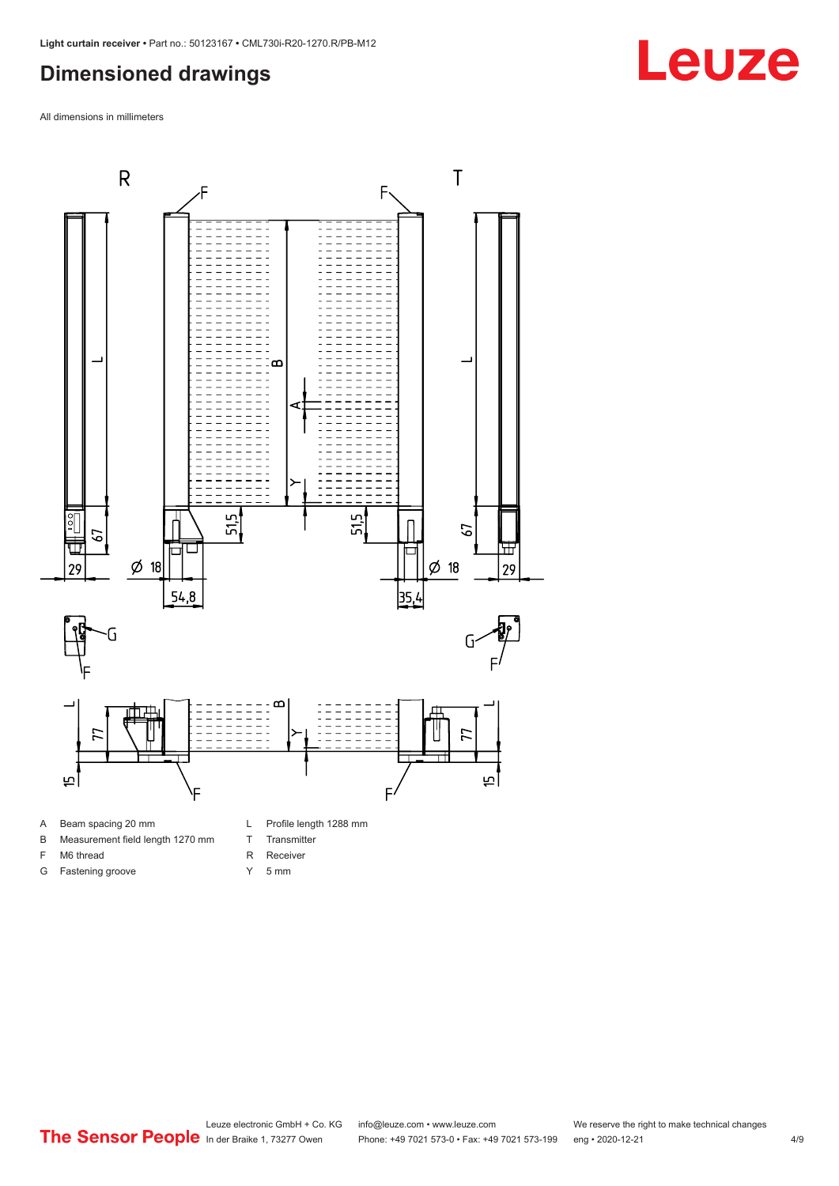## Dimensioned drawings

All dimensions in millimeters

| | | | |
|---|---|---|---|
| A | Beam spacing 20 mm | L | Profile length 1288 mm |
| B | Measurement field length 1270 mm | T | Transmitter |
| F | M6 thread | R | Receiver |
| G | Fastening groove | Y | 5 mm |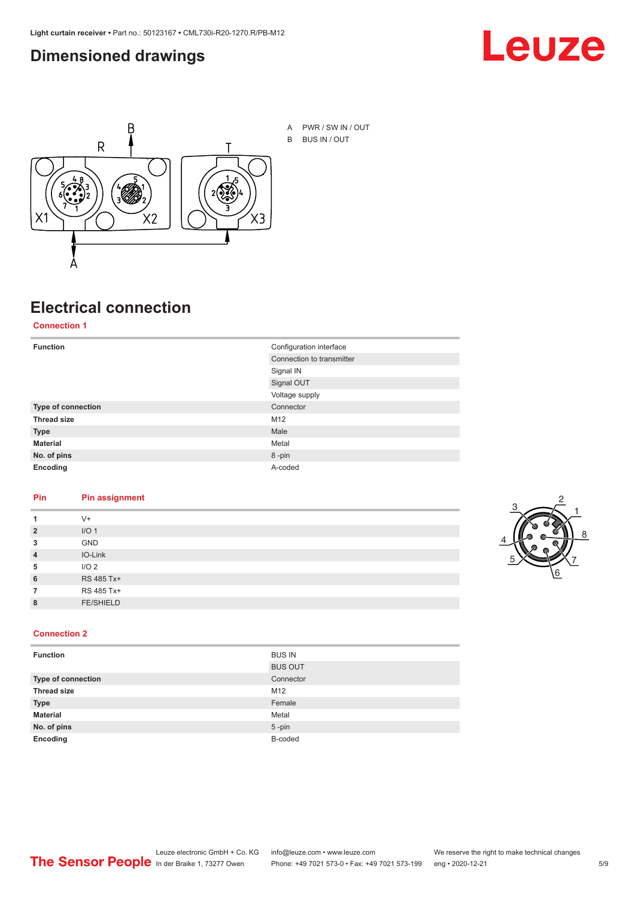## Dimensioned drawings

A PWR / SW IN / OUT

B BUS IN / OUT

## Electrical connection

### Connection 1

| Function | Configuration interface |
|---|---|
| | Connection to transmitter |
| | Signal IN |
| | Signal OUT |
| | Voltage supply |
| **Type of connection** | Connector |
| **Thread size** | M12 |
| **Type** | Male |
| **Material** | Metal |
| **No. of pins** | 8 -pin |
| **Encoding** | A-coded |

| Pin | Pin assignment |
|---|---|
| **1** | V+ |
| **2** | I/O 1 |
| **3** | GND |
| **4** | IO-Link |
| **5** | I/O 2 |
| **6** | RS 485 Tx+ |
| **7** | RS 485 Tx+ |
| **8** | FE/SHIELD |

### Connection 2

| Function | BUS IN |
|---|---|
| | BUS OUT |
| **Type of connection** | Connector |
| **Thread size** | M12 |
| **Type** | Female |
| **Material** | Metal |
| **No. of pins** | 5 -pin |
| **Encoding** | B-coded |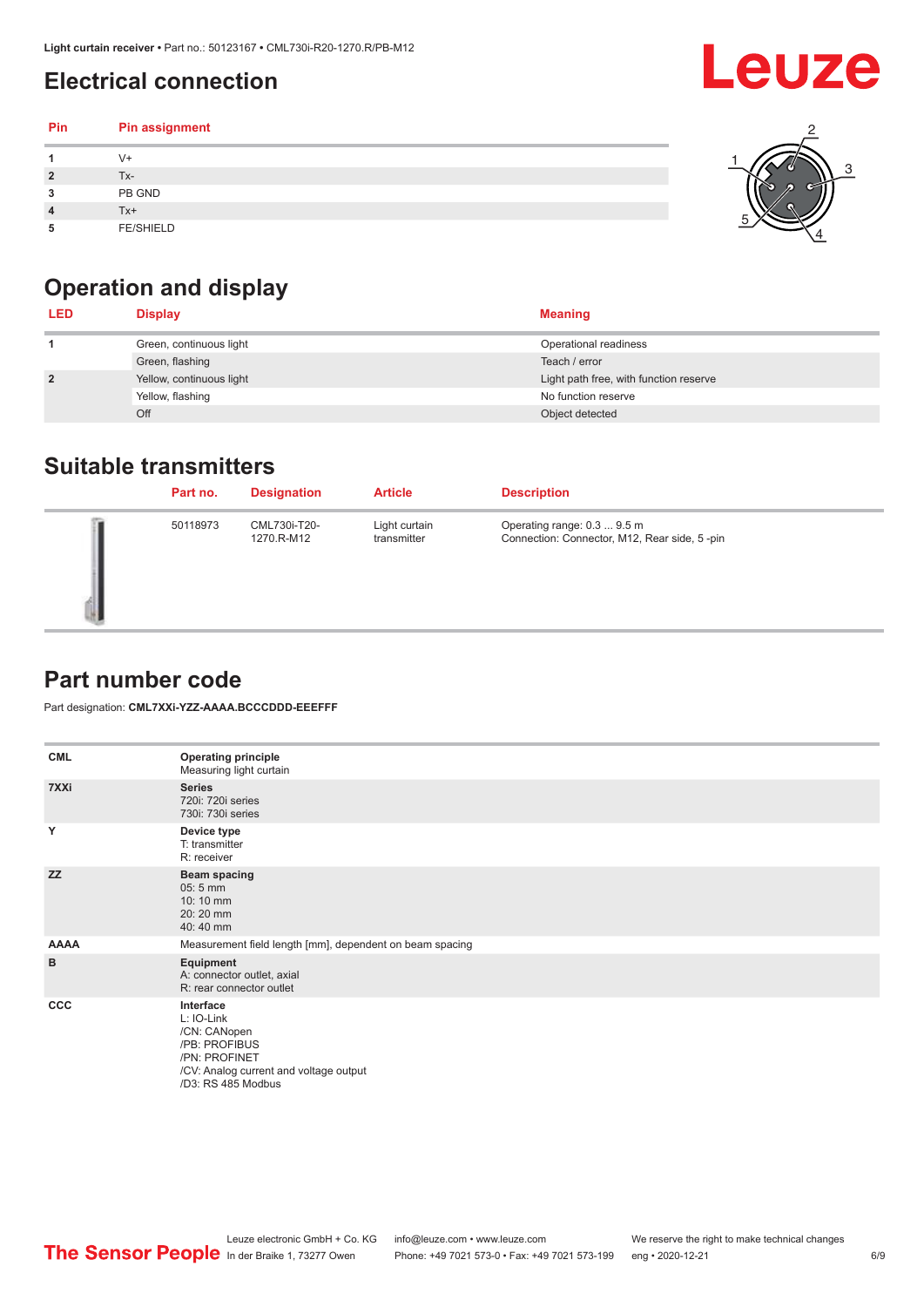# Electrical connection

| Pin | Pin assignment |
|---|---|
| 1 | V+ |
| 2 | Tx- |
| 3 | PB GND |
| 4 | Tx+ |
| 5 | FE/SHIELD |

# Operation and display

| LED | Display | Meaning |
|---|---|---|
| 1 | Green, continuous light | Operational readiness |
| | Green, flashing | Teach / error |
| 2 | Yellow, continuous light | Light path free, with function reserve |
| | Yellow, flashing | No function reserve |
| | Off | Object detected |

# Suitable transmitters

| Part no. | Designation | Article | Description |
|---|---|---|---|
| 50118973 | CML730i-T20-1270.R-M12 | Light curtain transmitter | Operating range: 0.3 ... 9.5 m<br>Connection: Connector, M12, Rear side, 5 -pin |

# Part number code

Part designation: **CML7XXi-YZZ-AAAA.BCCCDDD-EEEFFF**

| | |
|---|---|
| **CML** | **Operating principle**<br>Measuring light curtain |
| **7XXi** | **Series**<br>720i: 720i series<br>730i: 730i series |
| **Y** | **Device type**<br>T: transmitter<br>R: receiver |
| **ZZ** | **Beam spacing**<br>05: 5 mm<br>10: 10 mm<br>20: 20 mm<br>40: 40 mm |
| **AAAA** | Measurement field length [mm], dependent on beam spacing |
| **B** | **Equipment**<br>A: connector outlet, axial<br>R: rear connector outlet |
| **CCC** | **Interface**<br>L: IO-Link<br>/CN: CANopen<br>/PB: PROFIBUS<br>/PN: PROFINET<br>/CV: Analog current and voltage output<br>/D3: RS 485 Modbus |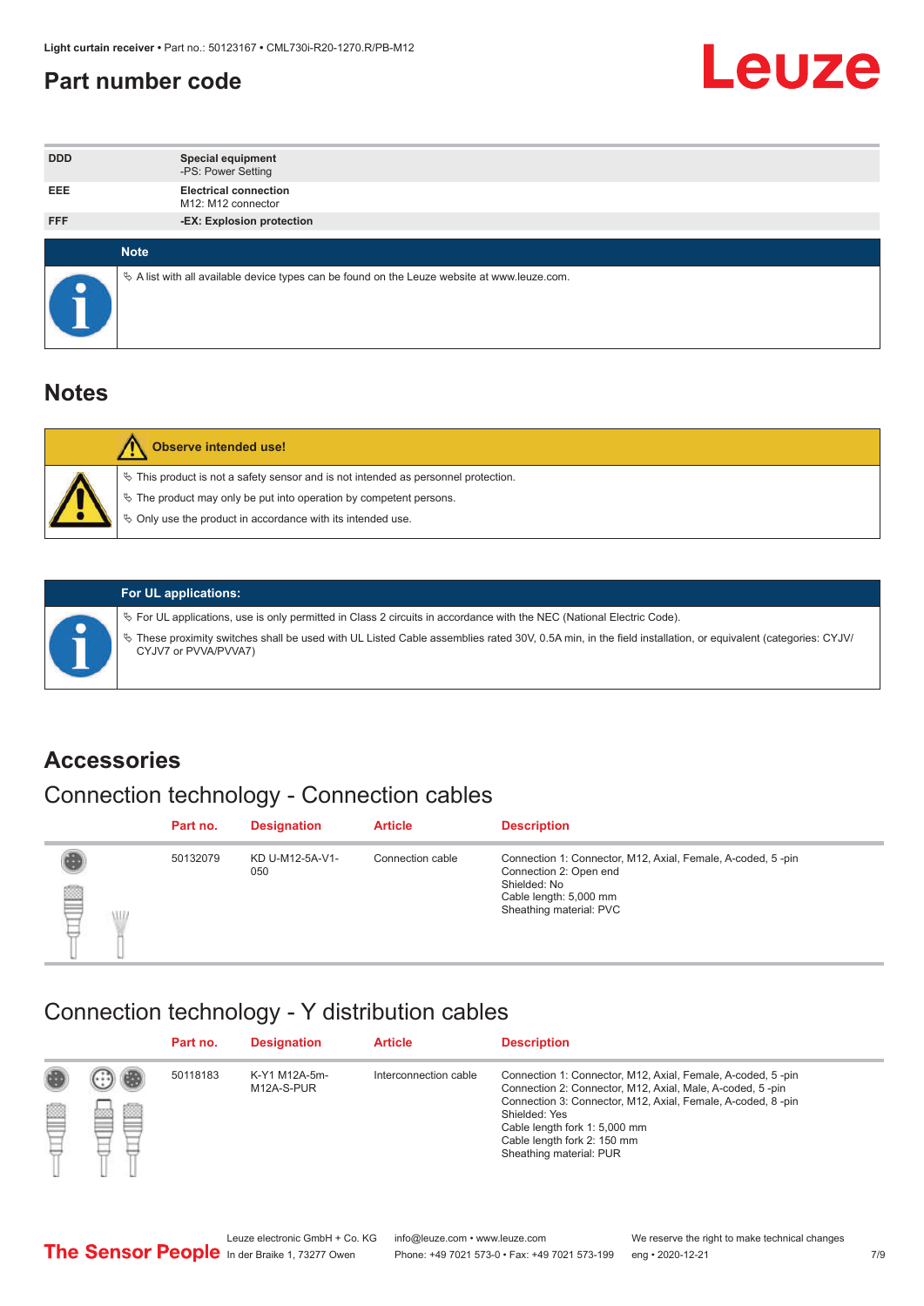## Part number code

| | |
|---|---|
| DDD | **Special equipment**<br>-PS: Power Setting |
| EEE | **Electrical connection**<br>M12: M12 connector |
| FFF | **-EX: Explosion protection** |

**Note**

- A list with all available device types can be found on the Leuze website at www.leuze.com.

## Notes

**Observe intended use!**

- This product is not a safety sensor and is not intended as personnel protection.
- The product may only be put into operation by competent persons.
- Only use the product in accordance with its intended use.

**For UL applications:**

- For UL applications, use is only permitted in Class 2 circuits in accordance with the NEC (National Electric Code).
- These proximity switches shall be used with UL Listed Cable assemblies rated 30V, 0.5A min, in the field installation, or equivalent (categories: CYJV/CYJV7 or PVVA/PVVA7)

## Accessories

### Connection technology - Connection cables

| Part no. | Designation | Article | Description |
|---|---|---|---|
| 50132079 | KD U-M12-5A-V1-050 | Connection cable | Connection 1: Connector, M12, Axial, Female, A-coded, 5 -pin<br>Connection 2: Open end<br>Shielded: No<br>Cable length: 5,000 mm<br>Sheathing material: PVC |

### Connection technology - Y distribution cables

| Part no. | Designation | Article | Description |
|---|---|---|---|
| 50118183 | K-Y1 M12A-5m-M12A-S-PUR | Interconnection cable | Connection 1: Connector, M12, Axial, Female, A-coded, 5 -pin<br>Connection 2: Connector, M12, Axial, Male, A-coded, 5 -pin<br>Connection 3: Connector, M12, Axial, Female, A-coded, 8 -pin<br>Shielded: Yes<br>Cable length fork 1: 5,000 mm<br>Cable length fork 2: 150 mm<br>Sheathing material: PUR |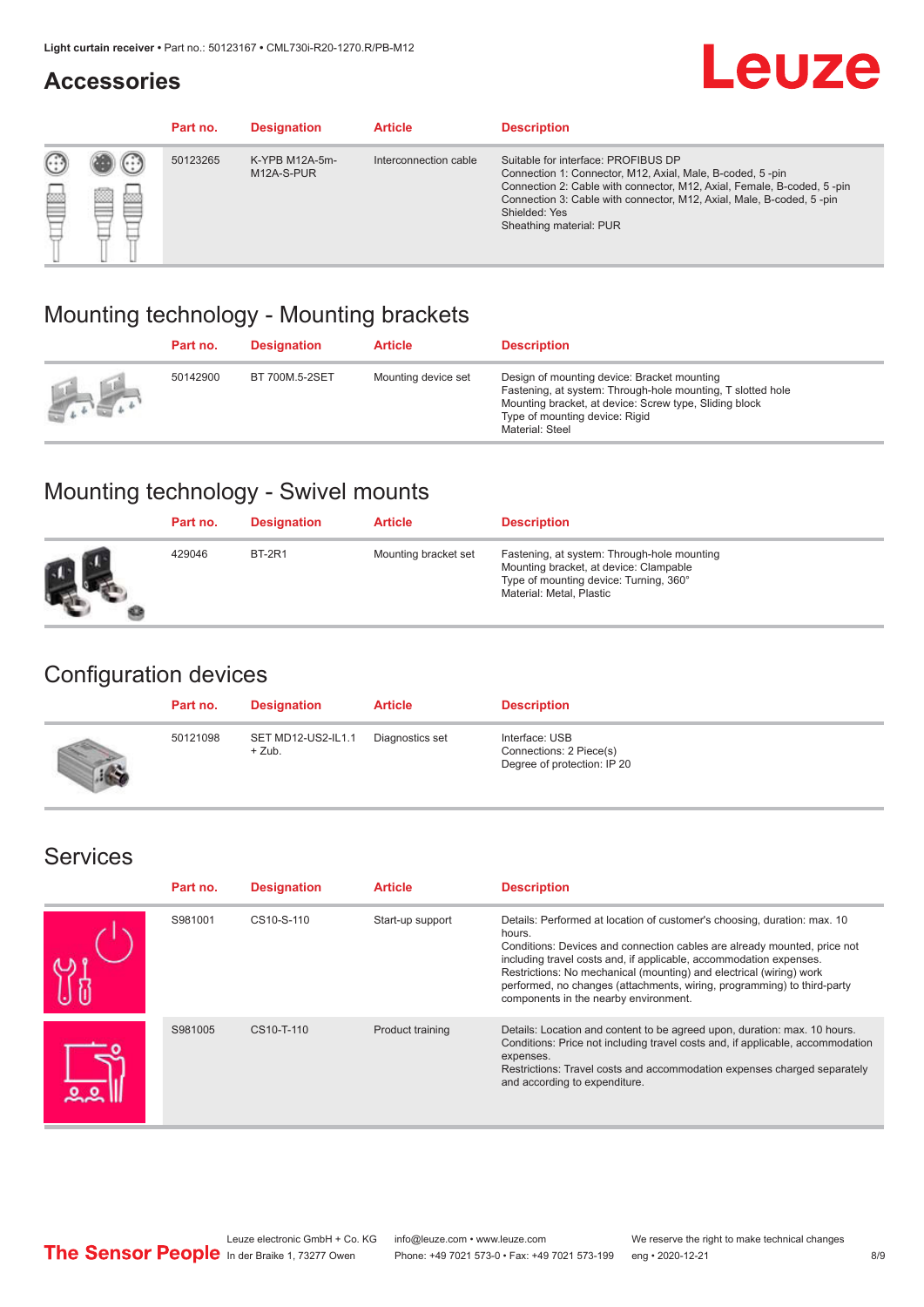## Accessories

| Part no. | Designation | Article | Description |
|---|---|---|---|
| 50123265 | K-YPB M12A-5m-M12A-S-PUR | Interconnection cable | Suitable for interface: PROFIBUS DP<br>Connection 1: Connector, M12, Axial, Male, B-coded, 5 -pin<br>Connection 2: Cable with connector, M12, Axial, Female, B-coded, 5 -pin<br>Connection 3: Cable with connector, M12, Axial, Male, B-coded, 5 -pin<br>Shielded: Yes<br>Sheathing material: PUR |

## Mounting technology - Mounting brackets

| Part no. | Designation | Article | Description |
|---|---|---|---|
| 50142900 | BT 700M.5-2SET | Mounting device set | Design of mounting device: Bracket mounting<br>Fastening, at system: Through-hole mounting, T slotted hole<br>Mounting bracket, at device: Screw type, Sliding block<br>Type of mounting device: Rigid<br>Material: Steel |

## Mounting technology - Swivel mounts

| Part no. | Designation | Article | Description |
|---|---|---|---|
| 429046 | BT-2R1 | Mounting bracket set | Fastening, at system: Through-hole mounting<br>Mounting bracket, at device: Clampable<br>Type of mounting device: Turning, 360°<br>Material: Metal, Plastic |

## Configuration devices

| Part no. | Designation | Article | Description |
|---|---|---|---|
| 50121098 | SET MD12-US2-IL1.1 + Zub. | Diagnostics set | Interface: USB<br>Connections: 2 Piece(s)<br>Degree of protection: IP 20 |

## Services

| Part no. | Designation | Article | Description |
|---|---|---|---|
| S981001 | CS10-S-110 | Start-up support | Details: Performed at location of customer's choosing, duration: max. 10 hours.<br>Conditions: Devices and connection cables are already mounted, price not including travel costs and, if applicable, accommodation expenses.<br>Restrictions: No mechanical (mounting) and electrical (wiring) work performed, no changes (attachments, wiring, programming) to third-party components in the nearby environment. |
| S981005 | CS10-T-110 | Product training | Details: Location and content to be agreed upon, duration: max. 10 hours.<br>Conditions: Price not including travel costs and, if applicable, accommodation expenses.<br>Restrictions: Travel costs and accommodation expenses charged separately and according to expenditure. |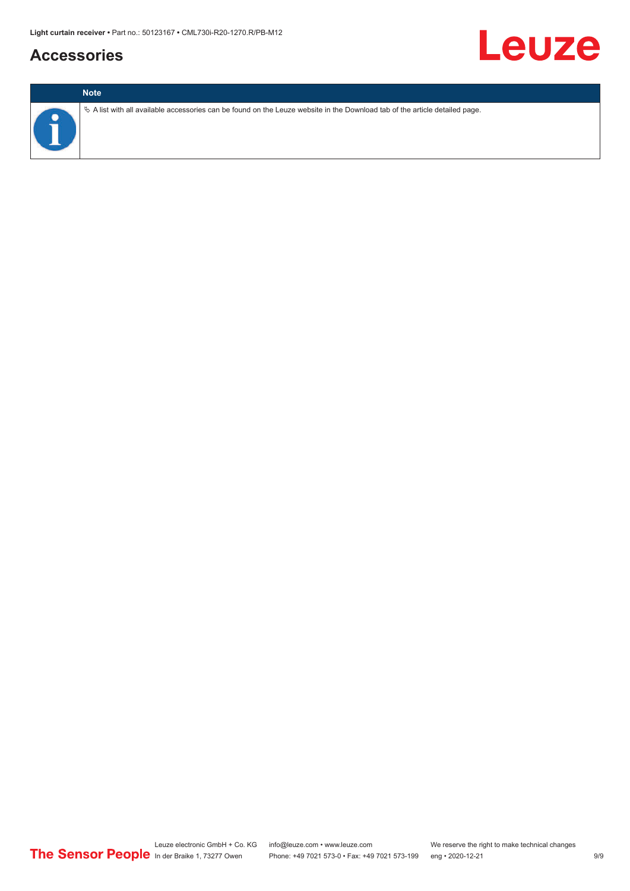## Accessories

| | Note |
|---|---|
| | ✎ A list with all available accessories can be found on the Leuze website in the Download tab of the article detailed page. |